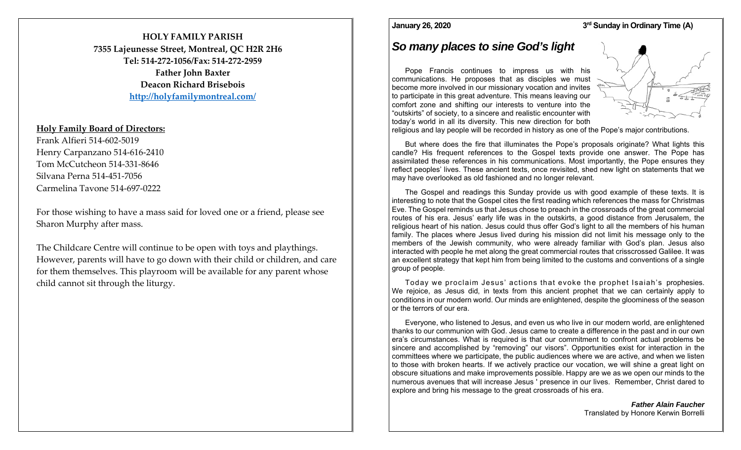**HOLY FAMILY PARISH**
**7355 Lajeunesse Street, Montreal, QC H2R 2H6**
**Tel: 514-272-1056/Fax: 514-272-2959**
**Father John Baxter**
**Deacon Richard Brisebois**
**[http://holyfamilymontreal.com/](http://holyfamilymontreal.com/)**

**Holy Family Board of Directors:**

Frank Alfieri 514-602-5019
Henry Carpanzano 514-616-2410
Tom McCutcheon 514-331-8646
Silvana Perna 514-451-7056
Carmelina Tavone 514-697-0222

For those wishing to have a mass said for loved one or a friend, please see Sharon Murphy after mass.

The Childcare Centre will continue to be open with toys and playthings. However, parents will have to go down with their child or children, and care for them themselves. This playroom will be available for any parent whose child cannot sit through the liturgy.

**January 26, 2020** **3rd Sunday in Ordinary Time (A)**

## *So many places to sine God's light*

Pope Francis continues to impress us with his communications. He proposes that as disciples we must become more involved in our missionary vocation and invites to participate in this great adventure. This means leaving our comfort zone and shifting our interests to venture into the "outskirts" of society, to a sincere and realistic encounter with today's world in all its diversity. This new direction for both religious and lay people will be recorded in history as one of the Pope's major contributions.

But where does the fire that illuminates the Pope's proposals originate? What lights this candle? His frequent references to the Gospel texts provide one answer. The Pope has assimilated these references in his communications. Most importantly, the Pope ensures they reflect peoples' lives. These ancient texts, once revisited, shed new light on statements that we may have overlooked as old fashioned and no longer relevant.

The Gospel and readings this Sunday provide us with good example of these texts. It is interesting to note that the Gospel cites the first reading which references the mass for Christmas Eve. The Gospel reminds us that Jesus chose to preach in the crossroads of the great commercial routes of his era. Jesus' early life was in the outskirts, a good distance from Jerusalem, the religious heart of his nation. Jesus could thus offer God's light to all the members of his human family. The places where Jesus lived during his mission did not limit his message only to the members of the Jewish community, who were already familiar with God's plan. Jesus also interacted with people he met along the great commercial routes that crisscrossed Galilee. It was an excellent strategy that kept him from being limited to the customs and conventions of a single group of people.

Today we proclaim Jesus' actions that evoke the prophet Isaiah's prophesies. We rejoice, as Jesus did, in texts from this ancient prophet that we can certainly apply to conditions in our modern world. Our minds are enlightened, despite the gloominess of the season or the terrors of our era.

Everyone, who listened to Jesus, and even us who live in our modern world, are enlightened thanks to our communion with God. Jesus came to create a difference in the past and in our own era's circumstances. What is required is that our commitment to confront actual problems be sincere and accomplished by "removing" our visors". Opportunities exist for interaction in the committees where we participate, the public audiences where we are active, and when we listen to those with broken hearts. If we actively practice our vocation, we will shine a great light on obscure situations and make improvements possible. Happy are we as we open our minds to the numerous avenues that will increase Jesus ' presence in our lives. Remember, Christ dared to explore and bring his message to the great crossroads of his era.

***Father Alain Faucher***
Translated by Honore Kerwin Borrelli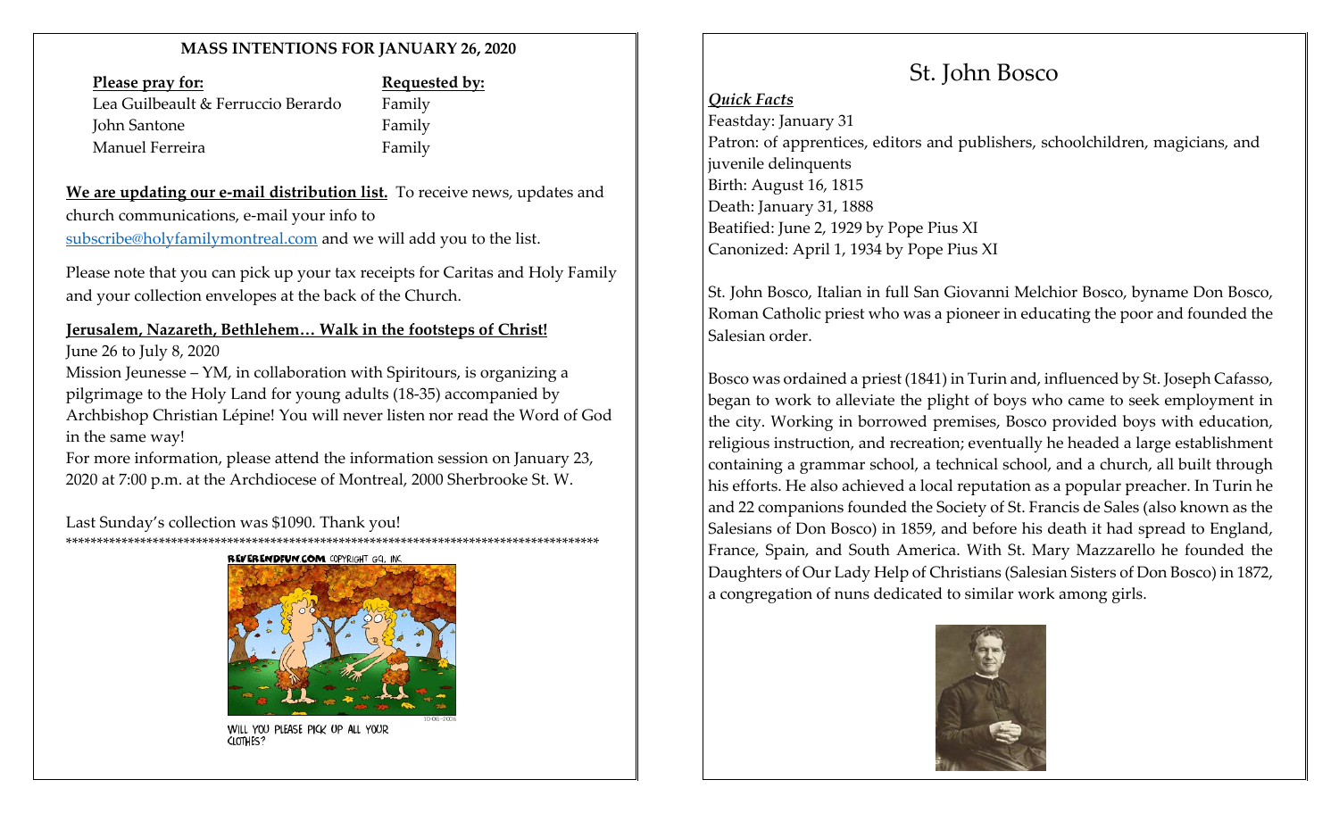**MASS INTENTIONS FOR JANUARY 26, 2020**

| **Please pray for:** | **Requested by:** |
|---|---|
| Lea Guilbeault & Ferruccio Berardo | Family |
| John Santone | Family |
| Manuel Ferreira | Family |

**We are updating our e-mail distribution list.** To receive news, updates and church communications, e-mail your info to subscribe@holyfamilymontreal.com and we will add you to the list.

Please note that you can pick up your tax receipts for Caritas and Holy Family and your collection envelopes at the back of the Church.

**Jerusalem, Nazareth, Bethlehem… Walk in the footsteps of Christ!**

June 26 to July 8, 2020

Mission Jeunesse – YM, in collaboration with Spiritours, is organizing a pilgrimage to the Holy Land for young adults (18-35) accompanied by Archbishop Christian Lépine! You will never listen nor read the Word of God in the same way!

For more information, please attend the information session on January 23, 2020 at 7:00 p.m. at the Archdiocese of Montreal, 2000 Sherbrooke St. W.

Last Sunday's collection was $1090. Thank you!

************************************************************************************

REVERENDFUN.COM COPYRIGHT GG, INC

WILL YOU PLEASE PICK UP ALL YOUR CLOTHES?

# St. John Bosco

***Quick Facts***

Feastday: January 31
Patron: of apprentices, editors and publishers, schoolchildren, magicians, and juvenile delinquents
Birth: August 16, 1815
Death: January 31, 1888
Beatified: June 2, 1929 by Pope Pius XI
Canonized: April 1, 1934 by Pope Pius XI

St. John Bosco, Italian in full San Giovanni Melchior Bosco, byname Don Bosco, Roman Catholic priest who was a pioneer in educating the poor and founded the Salesian order.

Bosco was ordained a priest (1841) in Turin and, influenced by St. Joseph Cafasso, began to work to alleviate the plight of boys who came to seek employment in the city. Working in borrowed premises, Bosco provided boys with education, religious instruction, and recreation; eventually he headed a large establishment containing a grammar school, a technical school, and a church, all built through his efforts. He also achieved a local reputation as a popular preacher. In Turin he and 22 companions founded the Society of St. Francis de Sales (also known as the Salesians of Don Bosco) in 1859, and before his death it had spread to England, France, Spain, and South America. With St. Mary Mazzarello he founded the Daughters of Our Lady Help of Christians (Salesian Sisters of Don Bosco) in 1872, a congregation of nuns dedicated to similar work among girls.